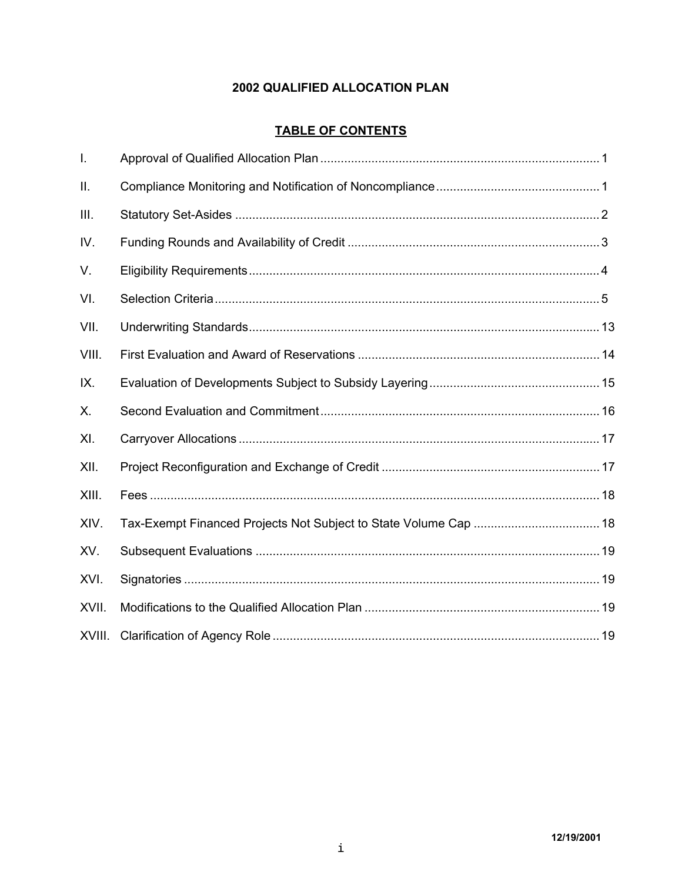# 2002 QUALIFIED ALLOCATION PLAN

## TABLE OF CONTENTS

| | | |
|---|---|---|
| I. | Approval of Qualified Allocation Plan | 1 |
| II. | Compliance Monitoring and Notification of Noncompliance | 1 |
| III. | Statutory Set-Asides | 2 |
| IV. | Funding Rounds and Availability of Credit | 3 |
| V. | Eligibility Requirements | 4 |
| VI. | Selection Criteria | 5 |
| VII. | Underwriting Standards | 13 |
| VIII. | First Evaluation and Award of Reservations | 14 |
| IX. | Evaluation of Developments Subject to Subsidy Layering | 15 |
| X. | Second Evaluation and Commitment | 16 |
| XI. | Carryover Allocations | 17 |
| XII. | Project Reconfiguration and Exchange of Credit | 17 |
| XIII. | Fees | 18 |
| XIV. | Tax-Exempt Financed Projects Not Subject to State Volume Cap | 18 |
| XV. | Subsequent Evaluations | 19 |
| XVI. | Signatories | 19 |
| XVII. | Modifications to the Qualified Allocation Plan | 19 |
| XVIII. | Clarification of Agency Role | 19 |

12/19/2001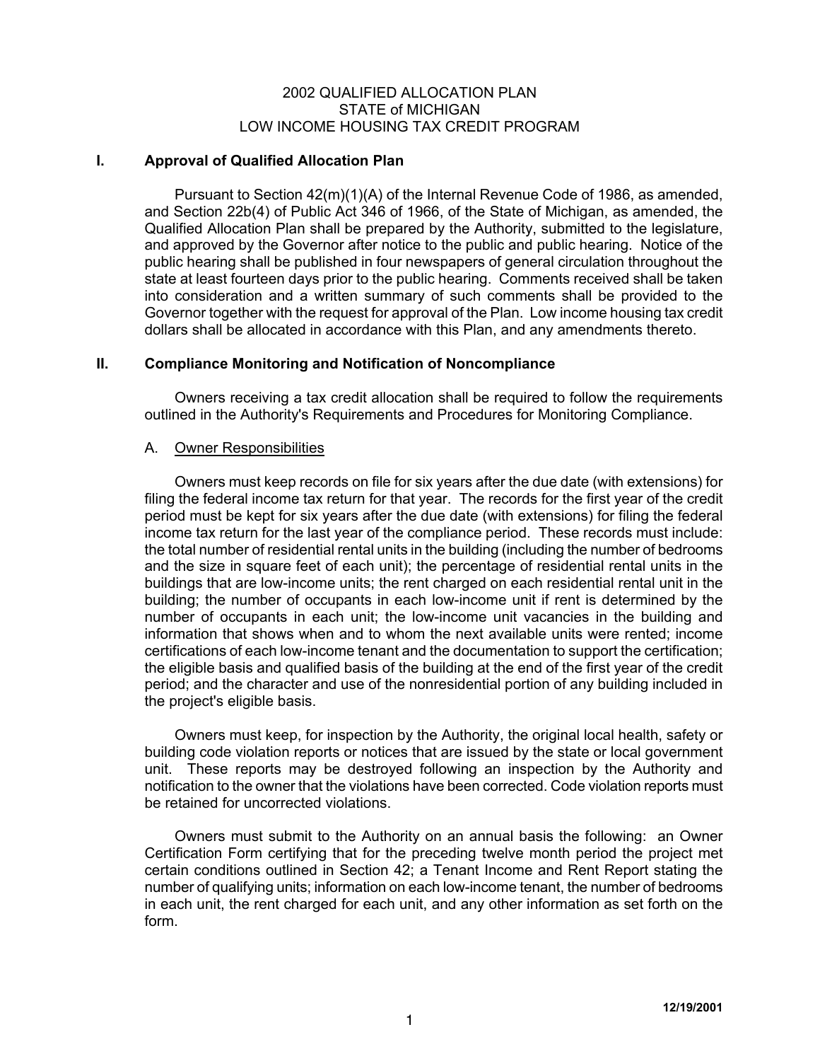# 2002 QUALIFIED ALLOCATION PLAN
# STATE of MICHIGAN
# LOW INCOME HOUSING TAX CREDIT PROGRAM

## I. Approval of Qualified Allocation Plan

Pursuant to Section 42(m)(1)(A) of the Internal Revenue Code of 1986, as amended, and Section 22b(4) of Public Act 346 of 1966, of the State of Michigan, as amended, the Qualified Allocation Plan shall be prepared by the Authority, submitted to the legislature, and approved by the Governor after notice to the public and public hearing. Notice of the public hearing shall be published in four newspapers of general circulation throughout the state at least fourteen days prior to the public hearing. Comments received shall be taken into consideration and a written summary of such comments shall be provided to the Governor together with the request for approval of the Plan. Low income housing tax credit dollars shall be allocated in accordance with this Plan, and any amendments thereto.

## II. Compliance Monitoring and Notification of Noncompliance

Owners receiving a tax credit allocation shall be required to follow the requirements outlined in the Authority's Requirements and Procedures for Monitoring Compliance.

### A. Owner Responsibilities

Owners must keep records on file for six years after the due date (with extensions) for filing the federal income tax return for that year. The records for the first year of the credit period must be kept for six years after the due date (with extensions) for filing the federal income tax return for the last year of the compliance period. These records must include: the total number of residential rental units in the building (including the number of bedrooms and the size in square feet of each unit); the percentage of residential rental units in the buildings that are low-income units; the rent charged on each residential rental unit in the building; the number of occupants in each low-income unit if rent is determined by the number of occupants in each unit; the low-income unit vacancies in the building and information that shows when and to whom the next available units were rented; income certifications of each low-income tenant and the documentation to support the certification; the eligible basis and qualified basis of the building at the end of the first year of the credit period; and the character and use of the nonresidential portion of any building included in the project's eligible basis.

Owners must keep, for inspection by the Authority, the original local health, safety or building code violation reports or notices that are issued by the state or local government unit. These reports may be destroyed following an inspection by the Authority and notification to the owner that the violations have been corrected. Code violation reports must be retained for uncorrected violations.

Owners must submit to the Authority on an annual basis the following: an Owner Certification Form certifying that for the preceding twelve month period the project met certain conditions outlined in Section 42; a Tenant Income and Rent Report stating the number of qualifying units; information on each low-income tenant, the number of bedrooms in each unit, the rent charged for each unit, and any other information as set forth on the form.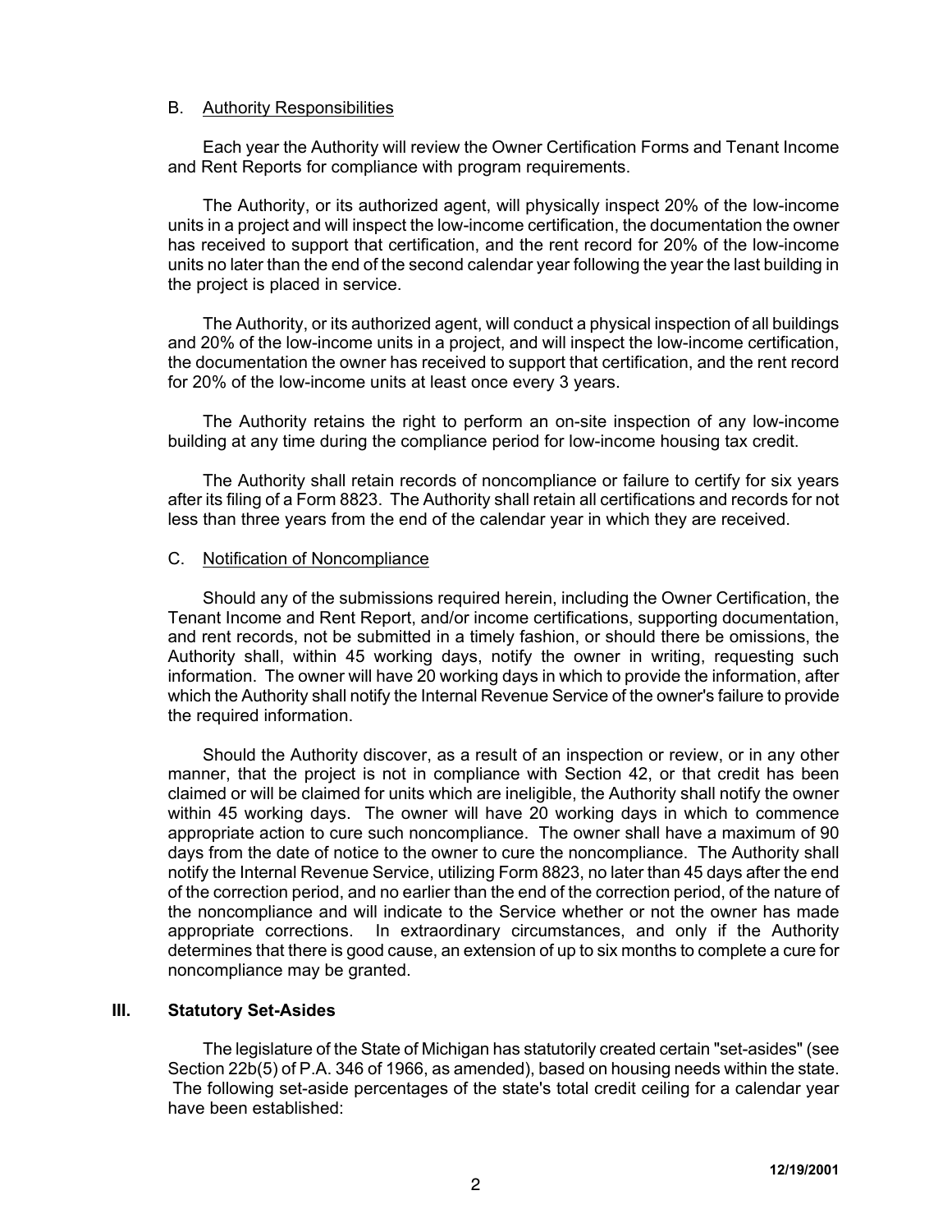### B. Authority Responsibilities

Each year the Authority will review the Owner Certification Forms and Tenant Income and Rent Reports for compliance with program requirements.

The Authority, or its authorized agent, will physically inspect 20% of the low-income units in a project and will inspect the low-income certification, the documentation the owner has received to support that certification, and the rent record for 20% of the low-income units no later than the end of the second calendar year following the year the last building in the project is placed in service.

The Authority, or its authorized agent, will conduct a physical inspection of all buildings and 20% of the low-income units in a project, and will inspect the low-income certification, the documentation the owner has received to support that certification, and the rent record for 20% of the low-income units at least once every 3 years.

The Authority retains the right to perform an on-site inspection of any low-income building at any time during the compliance period for low-income housing tax credit.

The Authority shall retain records of noncompliance or failure to certify for six years after its filing of a Form 8823. The Authority shall retain all certifications and records for not less than three years from the end of the calendar year in which they are received.

### C. Notification of Noncompliance

Should any of the submissions required herein, including the Owner Certification, the Tenant Income and Rent Report, and/or income certifications, supporting documentation, and rent records, not be submitted in a timely fashion, or should there be omissions, the Authority shall, within 45 working days, notify the owner in writing, requesting such information. The owner will have 20 working days in which to provide the information, after which the Authority shall notify the Internal Revenue Service of the owner's failure to provide the required information.

Should the Authority discover, as a result of an inspection or review, or in any other manner, that the project is not in compliance with Section 42, or that credit has been claimed or will be claimed for units which are ineligible, the Authority shall notify the owner within 45 working days. The owner will have 20 working days in which to commence appropriate action to cure such noncompliance. The owner shall have a maximum of 90 days from the date of notice to the owner to cure the noncompliance. The Authority shall notify the Internal Revenue Service, utilizing Form 8823, no later than 45 days after the end of the correction period, and no earlier than the end of the correction period, of the nature of the noncompliance and will indicate to the Service whether or not the owner has made appropriate corrections. In extraordinary circumstances, and only if the Authority determines that there is good cause, an extension of up to six months to complete a cure for noncompliance may be granted.

## III. Statutory Set-Asides

The legislature of the State of Michigan has statutorily created certain "set-asides" (see Section 22b(5) of P.A. 346 of 1966, as amended), based on housing needs within the state. The following set-aside percentages of the state's total credit ceiling for a calendar year have been established: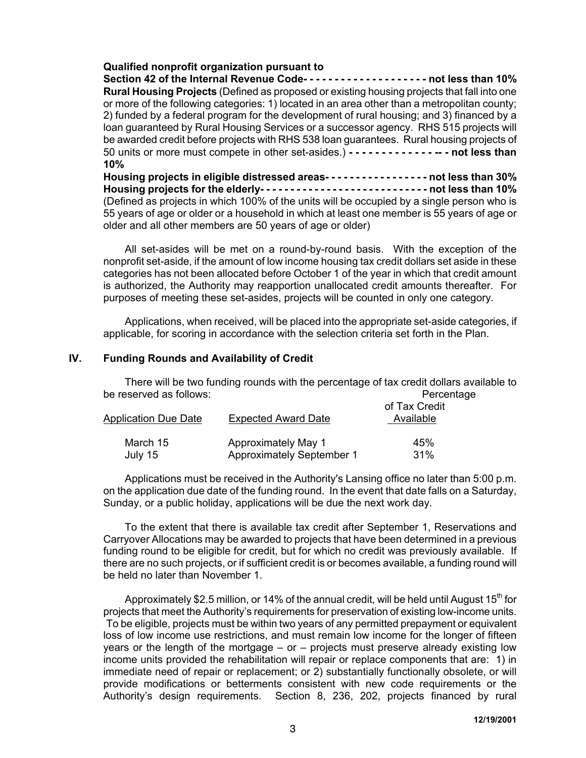**Qualified nonprofit organization pursuant to Section 42 of the Internal Revenue Code- - - - - - - - - - - - - - - - - - - - not less than 10%**

**Rural Housing Projects** (Defined as proposed or existing housing projects that fall into one or more of the following categories: 1) located in an area other than a metropolitan county; 2) funded by a federal program for the development of rural housing; and 3) financed by a loan guaranteed by Rural Housing Services or a successor agency. RHS 515 projects will be awarded credit before projects with RHS 538 loan guarantees. Rural housing projects of 50 units or more must compete in other set-asides.) **- - - - - - - - - - - - - - -- - not less than 10%**

**Housing projects in eligible distressed areas- - - - - - - - - - - - - - - - - not less than 30%**

**Housing projects for the elderly- - - - - - - - - - - - - - - - - - - - - - - - - - - not less than 10%**
(Defined as projects in which 100% of the units will be occupied by a single person who is 55 years of age or older or a household in which at least one member is 55 years of age or older and all other members are 50 years of age or older)

All set-asides will be met on a round-by-round basis. With the exception of the nonprofit set-aside, if the amount of low income housing tax credit dollars set aside in these categories has not been allocated before October 1 of the year in which that credit amount is authorized, the Authority may reapportion unallocated credit amounts thereafter. For purposes of meeting these set-asides, projects will be counted in only one category.

Applications, when received, will be placed into the appropriate set-aside categories, if applicable, for scoring in accordance with the selection criteria set forth in the Plan.

## IV. Funding Rounds and Availability of Credit

There will be two funding rounds with the percentage of tax credit dollars available to be reserved as follows:

| Application Due Date | Expected Award Date | Percentage of Tax Credit Available |
|---|---|---|
| March 15 | Approximately May 1 | 45% |
| July 15 | Approximately September 1 | 31% |

Applications must be received in the Authority's Lansing office no later than 5:00 p.m. on the application due date of the funding round. In the event that date falls on a Saturday, Sunday, or a public holiday, applications will be due the next work day.

To the extent that there is available tax credit after September 1, Reservations and Carryover Allocations may be awarded to projects that have been determined in a previous funding round to be eligible for credit, but for which no credit was previously available. If there are no such projects, or if sufficient credit is or becomes available, a funding round will be held no later than November 1.

Approximately \$2.5 million, or 14% of the annual credit, will be held until August 15th for projects that meet the Authority's requirements for preservation of existing low-income units. To be eligible, projects must be within two years of any permitted prepayment or equivalent loss of low income use restrictions, and must remain low income for the longer of fifteen years or the length of the mortgage – or – projects must preserve already existing low income units provided the rehabilitation will repair or replace components that are: 1) in immediate need of repair or replacement; or 2) substantially functionally obsolete, or will provide modifications or betterments consistent with new code requirements or the Authority's design requirements. Section 8, 236, 202, projects financed by rural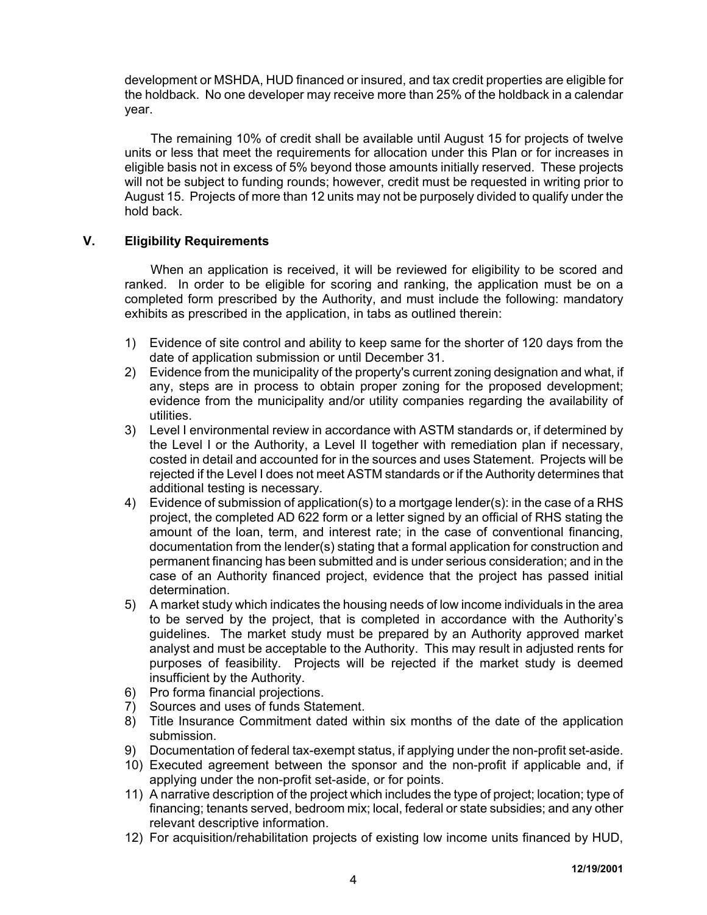development or MSHDA, HUD financed or insured, and tax credit properties are eligible for the holdback. No one developer may receive more than 25% of the holdback in a calendar year.

The remaining 10% of credit shall be available until August 15 for projects of twelve units or less that meet the requirements for allocation under this Plan or for increases in eligible basis not in excess of 5% beyond those amounts initially reserved. These projects will not be subject to funding rounds; however, credit must be requested in writing prior to August 15. Projects of more than 12 units may not be purposely divided to qualify under the hold back.

## V. Eligibility Requirements

When an application is received, it will be reviewed for eligibility to be scored and ranked. In order to be eligible for scoring and ranking, the application must be on a completed form prescribed by the Authority, and must include the following: mandatory exhibits as prescribed in the application, in tabs as outlined therein:

1) Evidence of site control and ability to keep same for the shorter of 120 days from the date of application submission or until December 31.
2) Evidence from the municipality of the property's current zoning designation and what, if any, steps are in process to obtain proper zoning for the proposed development; evidence from the municipality and/or utility companies regarding the availability of utilities.
3) Level I environmental review in accordance with ASTM standards or, if determined by the Level I or the Authority, a Level II together with remediation plan if necessary, costed in detail and accounted for in the sources and uses Statement. Projects will be rejected if the Level I does not meet ASTM standards or if the Authority determines that additional testing is necessary.
4) Evidence of submission of application(s) to a mortgage lender(s): in the case of a RHS project, the completed AD 622 form or a letter signed by an official of RHS stating the amount of the loan, term, and interest rate; in the case of conventional financing, documentation from the lender(s) stating that a formal application for construction and permanent financing has been submitted and is under serious consideration; and in the case of an Authority financed project, evidence that the project has passed initial determination.
5) A market study which indicates the housing needs of low income individuals in the area to be served by the project, that is completed in accordance with the Authority's guidelines. The market study must be prepared by an Authority approved market analyst and must be acceptable to the Authority. This may result in adjusted rents for purposes of feasibility. Projects will be rejected if the market study is deemed insufficient by the Authority.
6) Pro forma financial projections.
7) Sources and uses of funds Statement.
8) Title Insurance Commitment dated within six months of the date of the application submission.
9) Documentation of federal tax-exempt status, if applying under the non-profit set-aside.
10) Executed agreement between the sponsor and the non-profit if applicable and, if applying under the non-profit set-aside, or for points.
11) A narrative description of the project which includes the type of project; location; type of financing; tenants served, bedroom mix; local, federal or state subsidies; and any other relevant descriptive information.
12) For acquisition/rehabilitation projects of existing low income units financed by HUD,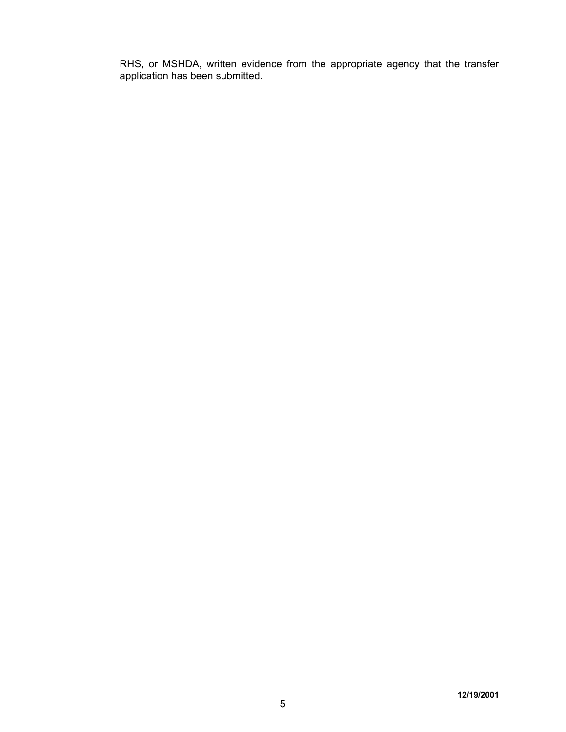RHS, or MSHDA, written evidence from the appropriate agency that the transfer application has been submitted.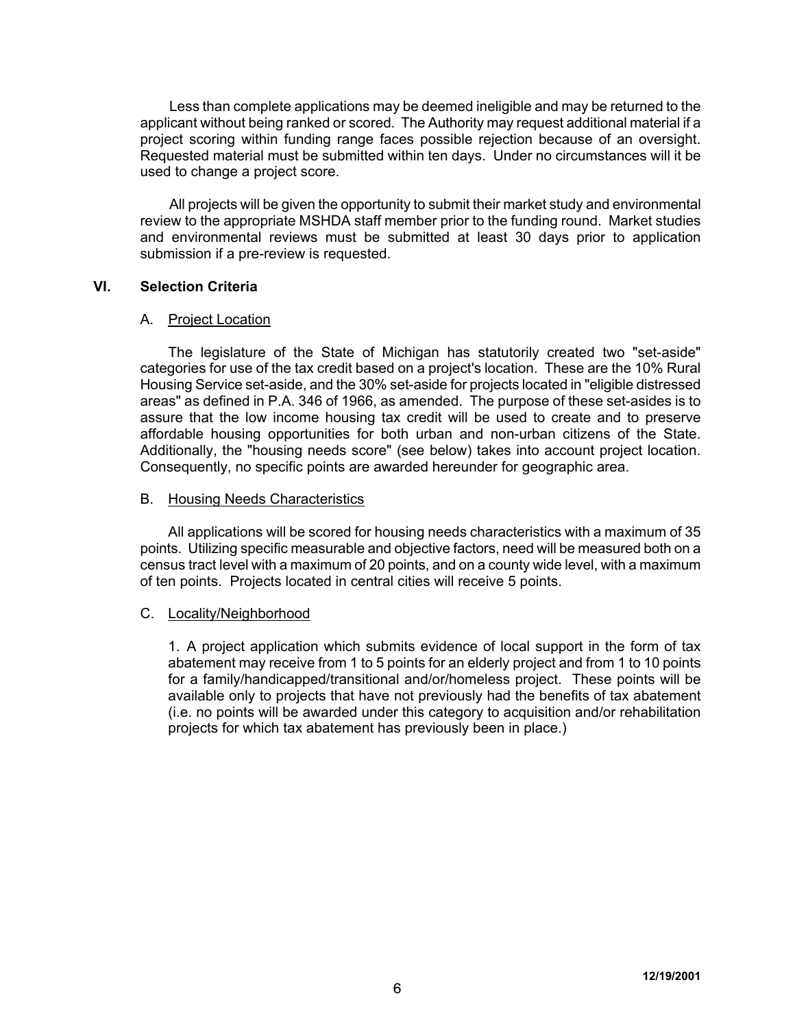Less than complete applications may be deemed ineligible and may be returned to the applicant without being ranked or scored. The Authority may request additional material if a project scoring within funding range faces possible rejection because of an oversight. Requested material must be submitted within ten days. Under no circumstances will it be used to change a project score.

All projects will be given the opportunity to submit their market study and environmental review to the appropriate MSHDA staff member prior to the funding round. Market studies and environmental reviews must be submitted at least 30 days prior to application submission if a pre-review is requested.

## VI. Selection Criteria

### A. Project Location

The legislature of the State of Michigan has statutorily created two "set-aside" categories for use of the tax credit based on a project's location. These are the 10% Rural Housing Service set-aside, and the 30% set-aside for projects located in "eligible distressed areas" as defined in P.A. 346 of 1966, as amended. The purpose of these set-asides is to assure that the low income housing tax credit will be used to create and to preserve affordable housing opportunities for both urban and non-urban citizens of the State. Additionally, the "housing needs score" (see below) takes into account project location. Consequently, no specific points are awarded hereunder for geographic area.

### B. Housing Needs Characteristics

All applications will be scored for housing needs characteristics with a maximum of 35 points. Utilizing specific measurable and objective factors, need will be measured both on a census tract level with a maximum of 20 points, and on a county wide level, with a maximum of ten points. Projects located in central cities will receive 5 points.

### C. Locality/Neighborhood

1. A project application which submits evidence of local support in the form of tax abatement may receive from 1 to 5 points for an elderly project and from 1 to 10 points for a family/handicapped/transitional and/or/homeless project. These points will be available only to projects that have not previously had the benefits of tax abatement (i.e. no points will be awarded under this category to acquisition and/or rehabilitation projects for which tax abatement has previously been in place.)

12/19/2001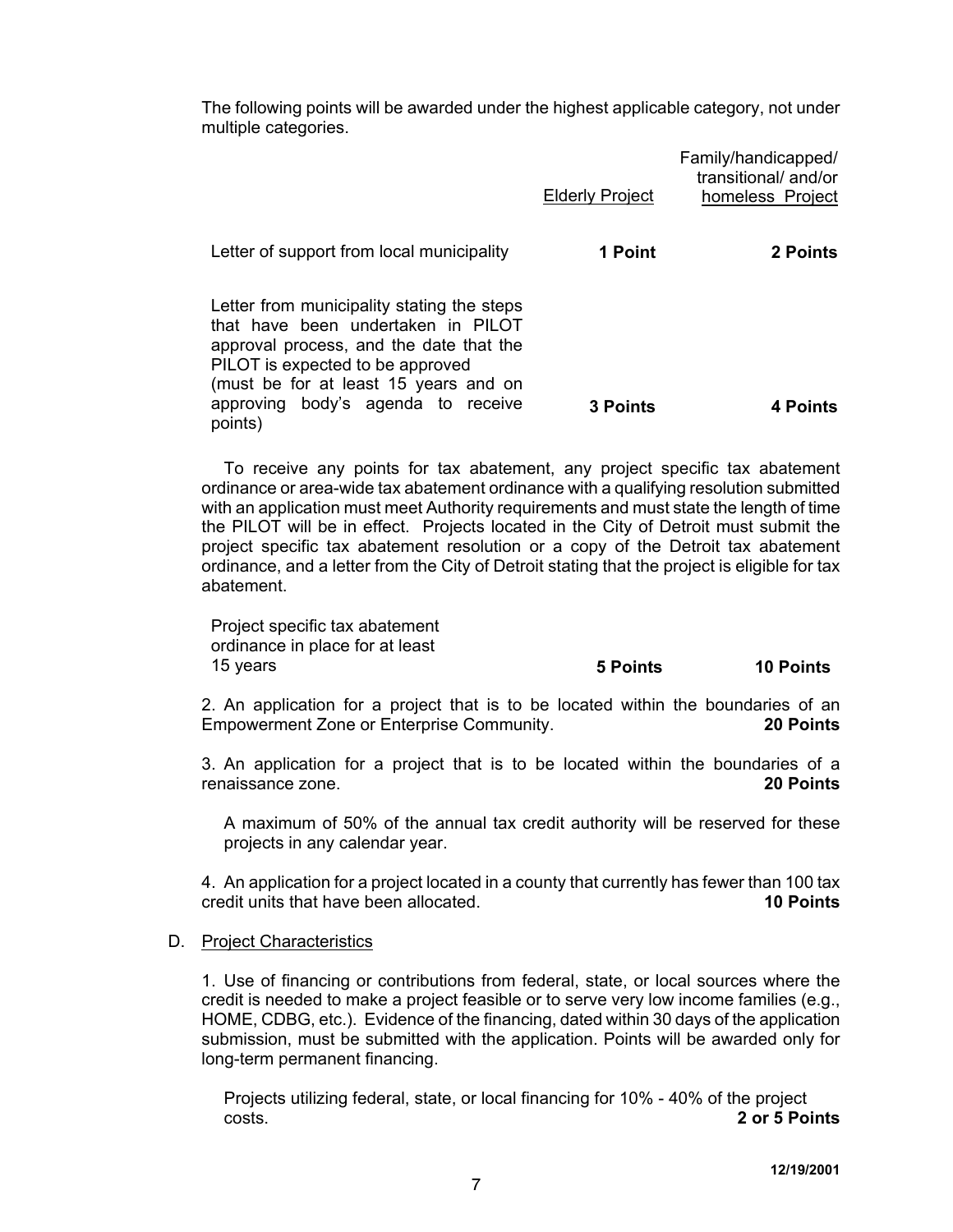The following points will be awarded under the highest applicable category, not under multiple categories.

| | Elderly Project | Family/handicapped/ transitional/ and/or homeless Project |
|---|---|---|
| Letter of support from local municipality | **1 Point** | **2 Points** |
| Letter from municipality stating the steps that have been undertaken in PILOT approval process, and the date that the PILOT is expected to be approved (must be for at least 15 years and on approving body's agenda to receive points) | **3 Points** | **4 Points** |

To receive any points for tax abatement, any project specific tax abatement ordinance or area-wide tax abatement ordinance with a qualifying resolution submitted with an application must meet Authority requirements and must state the length of time the PILOT will be in effect. Projects located in the City of Detroit must submit the project specific tax abatement resolution or a copy of the Detroit tax abatement ordinance, and a letter from the City of Detroit stating that the project is eligible for tax abatement.

| | Elderly Project | Family/handicapped/ transitional/ and/or homeless Project |
|---|---|---|
| Project specific tax abatement ordinance in place for at least 15 years | **5 Points** | **10 Points** |

2. An application for a project that is to be located within the boundaries of an Empowerment Zone or Enterprise Community. **20 Points**

3. An application for a project that is to be located within the boundaries of a renaissance zone. **20 Points**

A maximum of 50% of the annual tax credit authority will be reserved for these projects in any calendar year.

4. An application for a project located in a county that currently has fewer than 100 tax credit units that have been allocated. **10 Points**

D. Project Characteristics

1. Use of financing or contributions from federal, state, or local sources where the credit is needed to make a project feasible or to serve very low income families (e.g., HOME, CDBG, etc.). Evidence of the financing, dated within 30 days of the application submission, must be submitted with the application. Points will be awarded only for long-term permanent financing.

Projects utilizing federal, state, or local financing for 10% - 40% of the project costs. **2 or 5 Points**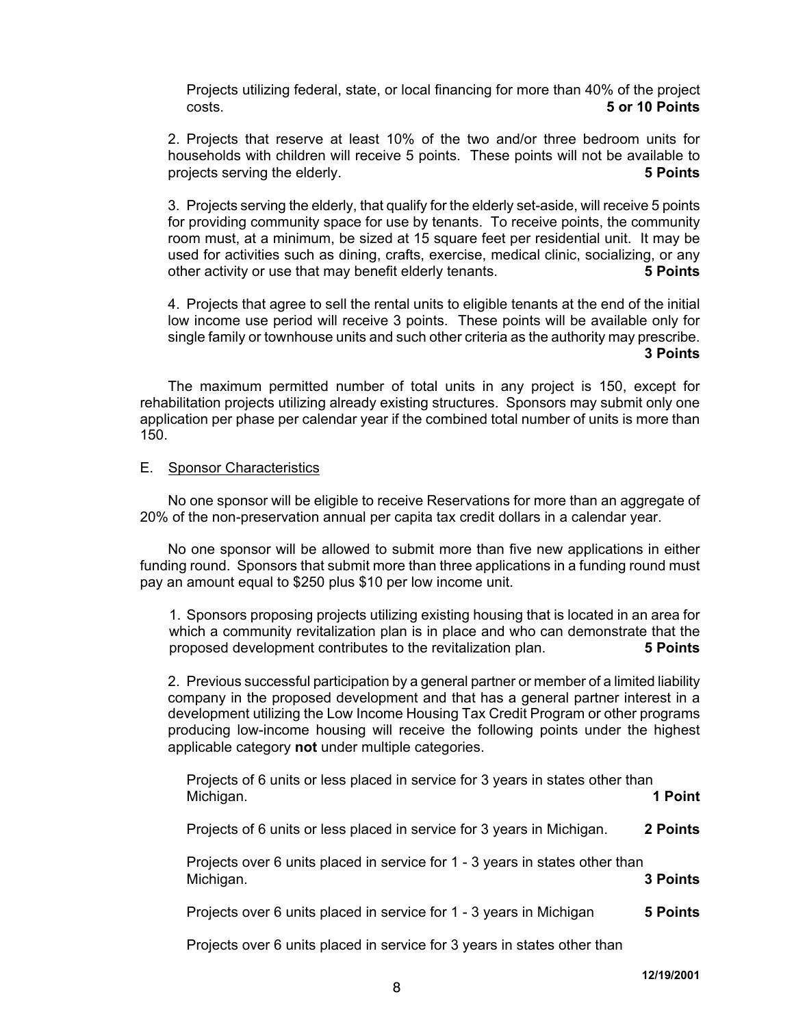Projects utilizing federal, state, or local financing for more than 40% of the project costs. **5 or 10 Points**

2. Projects that reserve at least 10% of the two and/or three bedroom units for households with children will receive 5 points. These points will not be available to projects serving the elderly. **5 Points**

3. Projects serving the elderly, that qualify for the elderly set-aside, will receive 5 points for providing community space for use by tenants. To receive points, the community room must, at a minimum, be sized at 15 square feet per residential unit. It may be used for activities such as dining, crafts, exercise, medical clinic, socializing, or any other activity or use that may benefit elderly tenants. **5 Points**

4. Projects that agree to sell the rental units to eligible tenants at the end of the initial low income use period will receive 3 points. These points will be available only for single family or townhouse units and such other criteria as the authority may prescribe. **3 Points**

The maximum permitted number of total units in any project is 150, except for rehabilitation projects utilizing already existing structures. Sponsors may submit only one application per phase per calendar year if the combined total number of units is more than 150.

E. Sponsor Characteristics

No one sponsor will be eligible to receive Reservations for more than an aggregate of 20% of the non-preservation annual per capita tax credit dollars in a calendar year.

No one sponsor will be allowed to submit more than five new applications in either funding round. Sponsors that submit more than three applications in a funding round must pay an amount equal to $250 plus $10 per low income unit.

1. Sponsors proposing projects utilizing existing housing that is located in an area for which a community revitalization plan is in place and who can demonstrate that the proposed development contributes to the revitalization plan. **5 Points**

2. Previous successful participation by a general partner or member of a limited liability company in the proposed development and that has a general partner interest in a development utilizing the Low Income Housing Tax Credit Program or other programs producing low-income housing will receive the following points under the highest applicable category **not** under multiple categories.

Projects of 6 units or less placed in service for 3 years in states other than Michigan. **1 Point**

Projects of 6 units or less placed in service for 3 years in Michigan. **2 Points**

Projects over 6 units placed in service for 1 - 3 years in states other than Michigan. **3 Points**

Projects over 6 units placed in service for 1 - 3 years in Michigan **5 Points**

Projects over 6 units placed in service for 3 years in states other than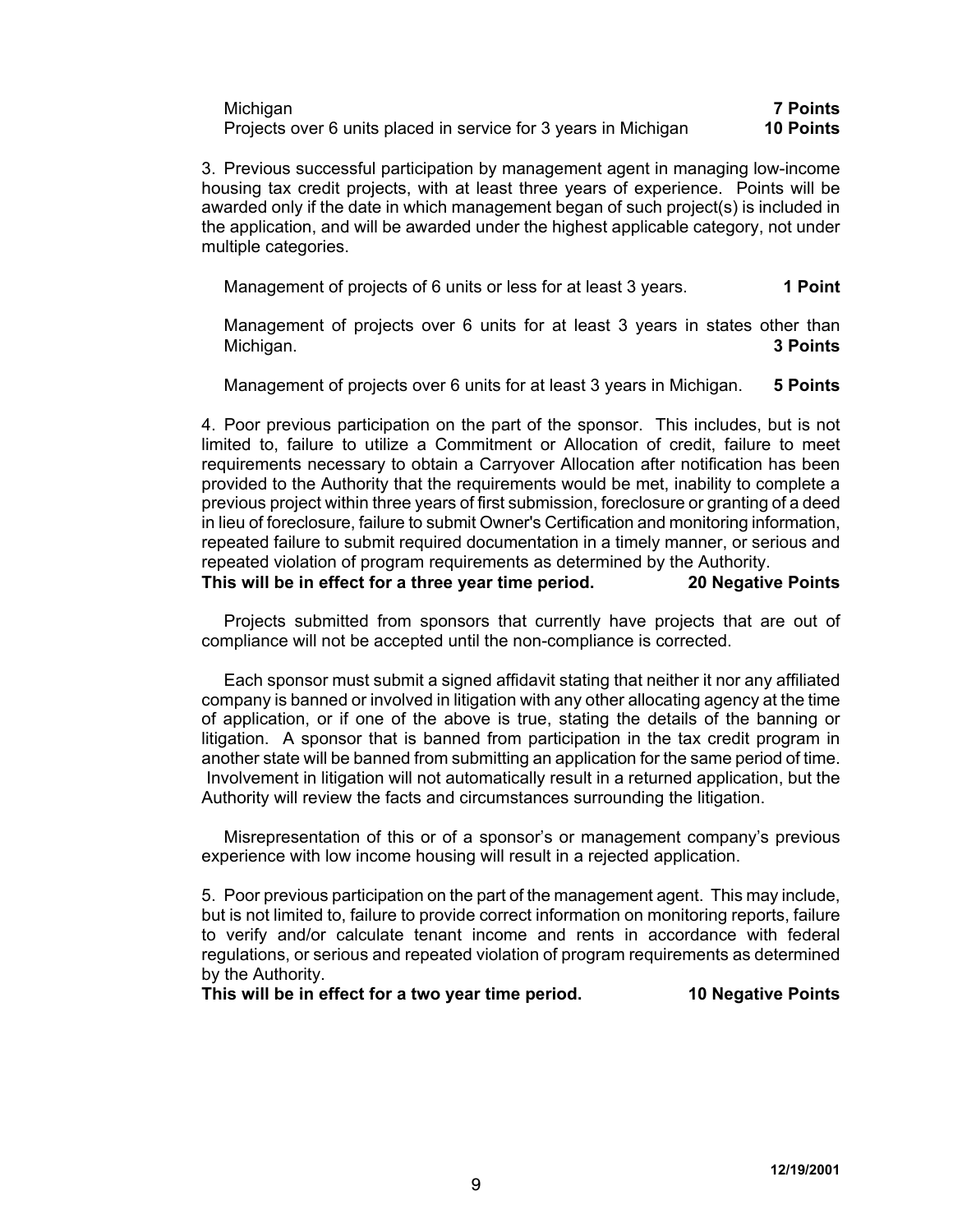Michigan **7 Points**
Projects over 6 units placed in service for 3 years in Michigan **10 Points**

3. Previous successful participation by management agent in managing low-income housing tax credit projects, with at least three years of experience. Points will be awarded only if the date in which management began of such project(s) is included in the application, and will be awarded under the highest applicable category, not under multiple categories.

Management of projects of 6 units or less for at least 3 years. **1 Point**

Management of projects over 6 units for at least 3 years in states other than Michigan. **3 Points**

Management of projects over 6 units for at least 3 years in Michigan. **5 Points**

4. Poor previous participation on the part of the sponsor. This includes, but is not limited to, failure to utilize a Commitment or Allocation of credit, failure to meet requirements necessary to obtain a Carryover Allocation after notification has been provided to the Authority that the requirements would be met, inability to complete a previous project within three years of first submission, foreclosure or granting of a deed in lieu of foreclosure, failure to submit Owner's Certification and monitoring information, repeated failure to submit required documentation in a timely manner, or serious and repeated violation of program requirements as determined by the Authority.
**This will be in effect for a three year time period. 20 Negative Points**

Projects submitted from sponsors that currently have projects that are out of compliance will not be accepted until the non-compliance is corrected.

Each sponsor must submit a signed affidavit stating that neither it nor any affiliated company is banned or involved in litigation with any other allocating agency at the time of application, or if one of the above is true, stating the details of the banning or litigation. A sponsor that is banned from participation in the tax credit program in another state will be banned from submitting an application for the same period of time. Involvement in litigation will not automatically result in a returned application, but the Authority will review the facts and circumstances surrounding the litigation.

Misrepresentation of this or of a sponsor's or management company's previous experience with low income housing will result in a rejected application.

5. Poor previous participation on the part of the management agent. This may include, but is not limited to, failure to provide correct information on monitoring reports, failure to verify and/or calculate tenant income and rents in accordance with federal regulations, or serious and repeated violation of program requirements as determined by the Authority.
**This will be in effect for a two year time period. 10 Negative Points**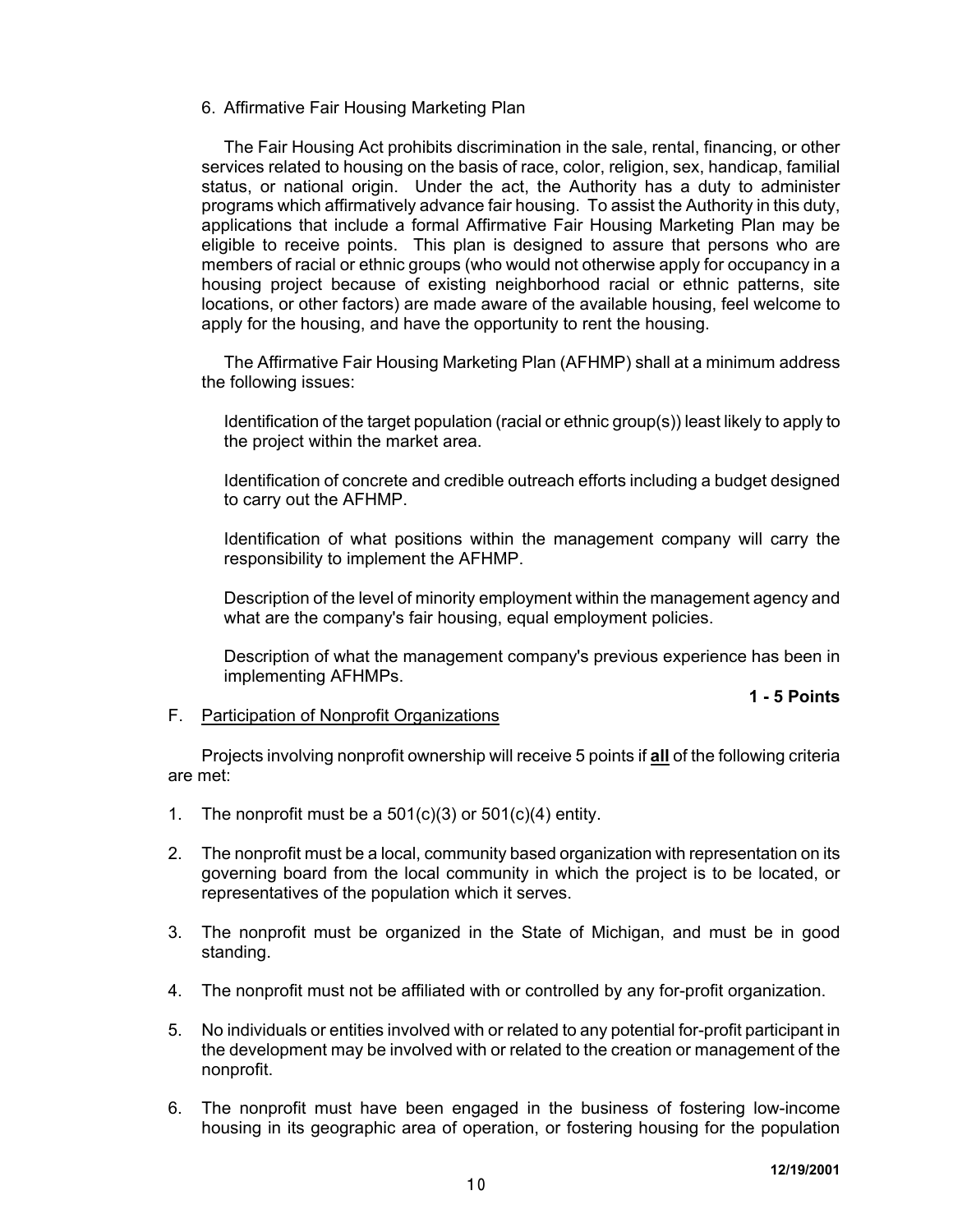6. Affirmative Fair Housing Marketing Plan

The Fair Housing Act prohibits discrimination in the sale, rental, financing, or other services related to housing on the basis of race, color, religion, sex, handicap, familial status, or national origin. Under the act, the Authority has a duty to administer programs which affirmatively advance fair housing. To assist the Authority in this duty, applications that include a formal Affirmative Fair Housing Marketing Plan may be eligible to receive points. This plan is designed to assure that persons who are members of racial or ethnic groups (who would not otherwise apply for occupancy in a housing project because of existing neighborhood racial or ethnic patterns, site locations, or other factors) are made aware of the available housing, feel welcome to apply for the housing, and have the opportunity to rent the housing.

The Affirmative Fair Housing Marketing Plan (AFHMP) shall at a minimum address the following issues:

Identification of the target population (racial or ethnic group(s)) least likely to apply to the project within the market area.

Identification of concrete and credible outreach efforts including a budget designed to carry out the AFHMP.

Identification of what positions within the management company will carry the responsibility to implement the AFHMP.

Description of the level of minority employment within the management agency and what are the company's fair housing, equal employment policies.

Description of what the management company's previous experience has been in implementing AFHMPs.

**1 - 5 Points**

F. Participation of Nonprofit Organizations

Projects involving nonprofit ownership will receive 5 points if **all** of the following criteria are met:

1. The nonprofit must be a 501(c)(3) or 501(c)(4) entity.

2. The nonprofit must be a local, community based organization with representation on its governing board from the local community in which the project is to be located, or representatives of the population which it serves.

3. The nonprofit must be organized in the State of Michigan, and must be in good standing.

4. The nonprofit must not be affiliated with or controlled by any for-profit organization.

5. No individuals or entities involved with or related to any potential for-profit participant in the development may be involved with or related to the creation or management of the nonprofit.

6. The nonprofit must have been engaged in the business of fostering low-income housing in its geographic area of operation, or fostering housing for the population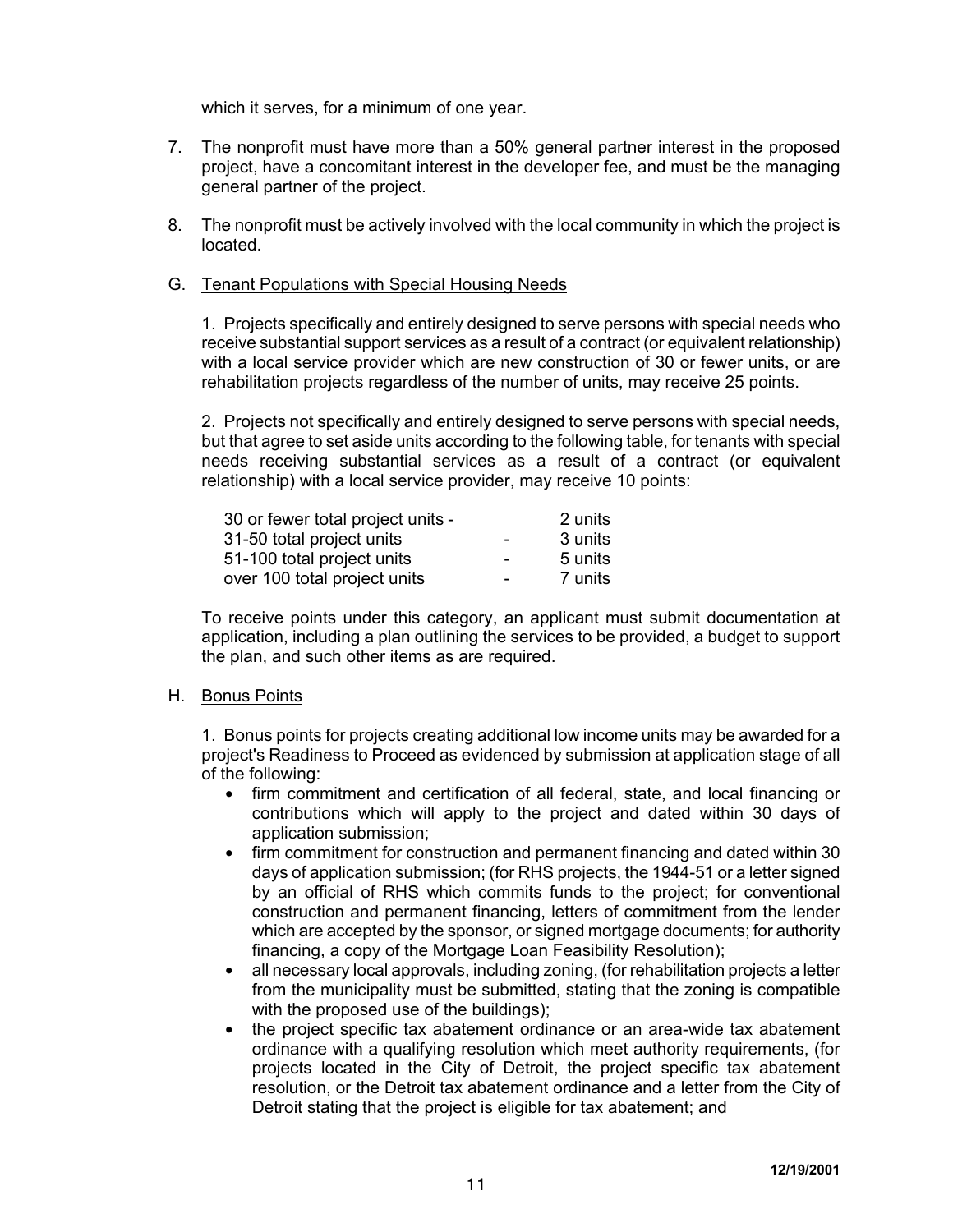which it serves, for a minimum of one year.

7. The nonprofit must have more than a 50% general partner interest in the proposed project, have a concomitant interest in the developer fee, and must be the managing general partner of the project.

8. The nonprofit must be actively involved with the local community in which the project is located.

G. Tenant Populations with Special Housing Needs

1. Projects specifically and entirely designed to serve persons with special needs who receive substantial support services as a result of a contract (or equivalent relationship) with a local service provider which are new construction of 30 or fewer units, or are rehabilitation projects regardless of the number of units, may receive 25 points.

2. Projects not specifically and entirely designed to serve persons with special needs, but that agree to set aside units according to the following table, for tenants with special needs receiving substantial services as a result of a contract (or equivalent relationship) with a local service provider, may receive 10 points:

| | | |
|---|---|---|
| 30 or fewer total project units - | | 2 units |
| 31-50 total project units | - | 3 units |
| 51-100 total project units | - | 5 units |
| over 100 total project units | - | 7 units |

To receive points under this category, an applicant must submit documentation at application, including a plan outlining the services to be provided, a budget to support the plan, and such other items as are required.

H. Bonus Points

1. Bonus points for projects creating additional low income units may be awarded for a project's Readiness to Proceed as evidenced by submission at application stage of all of the following:

- firm commitment and certification of all federal, state, and local financing or contributions which will apply to the project and dated within 30 days of application submission;
- firm commitment for construction and permanent financing and dated within 30 days of application submission; (for RHS projects, the 1944-51 or a letter signed by an official of RHS which commits funds to the project; for conventional construction and permanent financing, letters of commitment from the lender which are accepted by the sponsor, or signed mortgage documents; for authority financing, a copy of the Mortgage Loan Feasibility Resolution);
- all necessary local approvals, including zoning, (for rehabilitation projects a letter from the municipality must be submitted, stating that the zoning is compatible with the proposed use of the buildings);
- the project specific tax abatement ordinance or an area-wide tax abatement ordinance with a qualifying resolution which meet authority requirements, (for projects located in the City of Detroit, the project specific tax abatement resolution, or the Detroit tax abatement ordinance and a letter from the City of Detroit stating that the project is eligible for tax abatement; and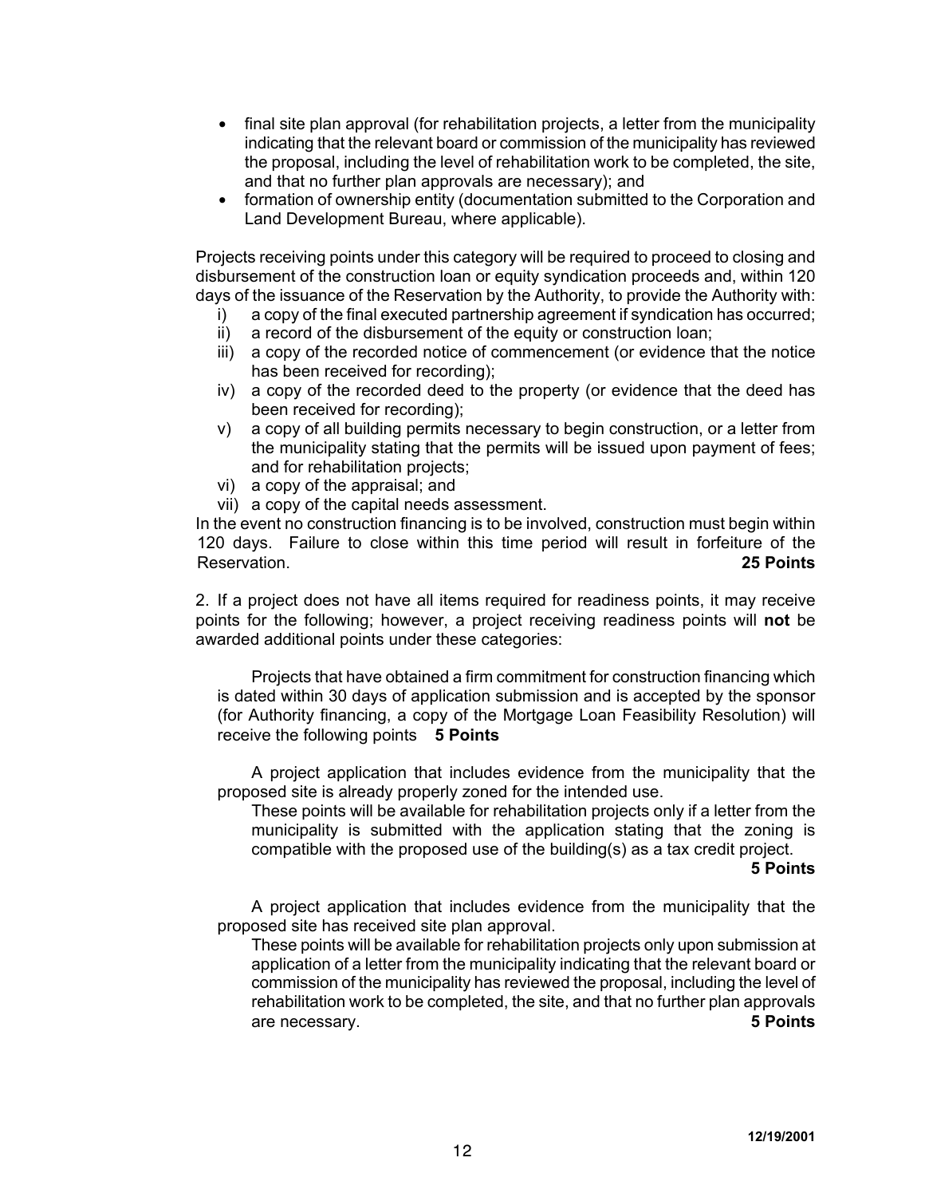- final site plan approval (for rehabilitation projects, a letter from the municipality indicating that the relevant board or commission of the municipality has reviewed the proposal, including the level of rehabilitation work to be completed, the site, and that no further plan approvals are necessary); and
- formation of ownership entity (documentation submitted to the Corporation and Land Development Bureau, where applicable).

Projects receiving points under this category will be required to proceed to closing and disbursement of the construction loan or equity syndication proceeds and, within 120 days of the issuance of the Reservation by the Authority, to provide the Authority with:

i) a copy of the final executed partnership agreement if syndication has occurred;
ii) a record of the disbursement of the equity or construction loan;
iii) a copy of the recorded notice of commencement (or evidence that the notice has been received for recording);
iv) a copy of the recorded deed to the property (or evidence that the deed has been received for recording);
v) a copy of all building permits necessary to begin construction, or a letter from the municipality stating that the permits will be issued upon payment of fees; and for rehabilitation projects;
vi) a copy of the appraisal; and
vii) a copy of the capital needs assessment.

In the event no construction financing is to be involved, construction must begin within 120 days. Failure to close within this time period will result in forfeiture of the Reservation. **25 Points**

2. If a project does not have all items required for readiness points, it may receive points for the following; however, a project receiving readiness points will **not** be awarded additional points under these categories:

Projects that have obtained a firm commitment for construction financing which is dated within 30 days of application submission and is accepted by the sponsor (for Authority financing, a copy of the Mortgage Loan Feasibility Resolution) will receive the following points **5 Points**

A project application that includes evidence from the municipality that the proposed site is already properly zoned for the intended use.

These points will be available for rehabilitation projects only if a letter from the municipality is submitted with the application stating that the zoning is compatible with the proposed use of the building(s) as a tax credit project. **5 Points**

A project application that includes evidence from the municipality that the proposed site has received site plan approval.

These points will be available for rehabilitation projects only upon submission at application of a letter from the municipality indicating that the relevant board or commission of the municipality has reviewed the proposal, including the level of rehabilitation work to be completed, the site, and that no further plan approvals are necessary. **5 Points**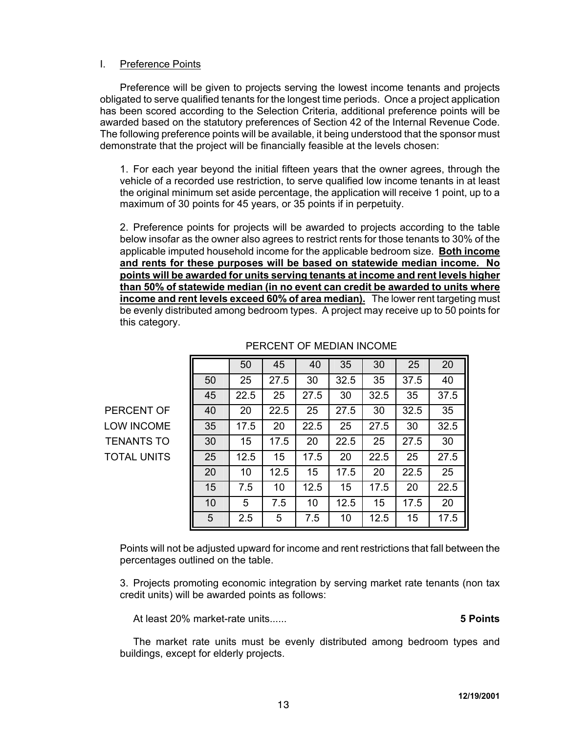I. Preference Points

Preference will be given to projects serving the lowest income tenants and projects obligated to serve qualified tenants for the longest time periods. Once a project application has been scored according to the Selection Criteria, additional preference points will be awarded based on the statutory preferences of Section 42 of the Internal Revenue Code. The following preference points will be available, it being understood that the sponsor must demonstrate that the project will be financially feasible at the levels chosen:

1. For each year beyond the initial fifteen years that the owner agrees, through the vehicle of a recorded use restriction, to serve qualified low income tenants in at least the original minimum set aside percentage, the application will receive 1 point, up to a maximum of 30 points for 45 years, or 35 points if in perpetuity.

2. Preference points for projects will be awarded to projects according to the table below insofar as the owner also agrees to restrict rents for those tenants to 30% of the applicable imputed household income for the applicable bedroom size. **Both income and rents for these purposes will be based on statewide median income. No points will be awarded for units serving tenants at income and rent levels higher than 50% of statewide median (in no event can credit be awarded to units where income and rent levels exceed 60% of area median).** The lower rent targeting must be evenly distributed among bedroom types. A project may receive up to 50 points for this category.

PERCENT OF MEDIAN INCOME

| PERCENT OF LOW INCOME TENANTS TO TOTAL UNITS | 50 | 45 | 40 | 35 | 30 | 25 | 20 |
|---|---|---|---|---|---|---|---|
| 50 | 25 | 27.5 | 30 | 32.5 | 35 | 37.5 | 40 |
| 45 | 22.5 | 25 | 27.5 | 30 | 32.5 | 35 | 37.5 |
| 40 | 20 | 22.5 | 25 | 27.5 | 30 | 32.5 | 35 |
| 35 | 17.5 | 20 | 22.5 | 25 | 27.5 | 30 | 32.5 |
| 30 | 15 | 17.5 | 20 | 22.5 | 25 | 27.5 | 30 |
| 25 | 12.5 | 15 | 17.5 | 20 | 22.5 | 25 | 27.5 |
| 20 | 10 | 12.5 | 15 | 17.5 | 20 | 22.5 | 25 |
| 15 | 7.5 | 10 | 12.5 | 15 | 17.5 | 20 | 22.5 |
| 10 | 5 | 7.5 | 10 | 12.5 | 15 | 17.5 | 20 |
| 5 | 2.5 | 5 | 7.5 | 10 | 12.5 | 15 | 17.5 |

Points will not be adjusted upward for income and rent restrictions that fall between the percentages outlined on the table.

3. Projects promoting economic integration by serving market rate tenants (non tax credit units) will be awarded points as follows:

At least 20% market-rate units...... **5 Points**

The market rate units must be evenly distributed among bedroom types and buildings, except for elderly projects.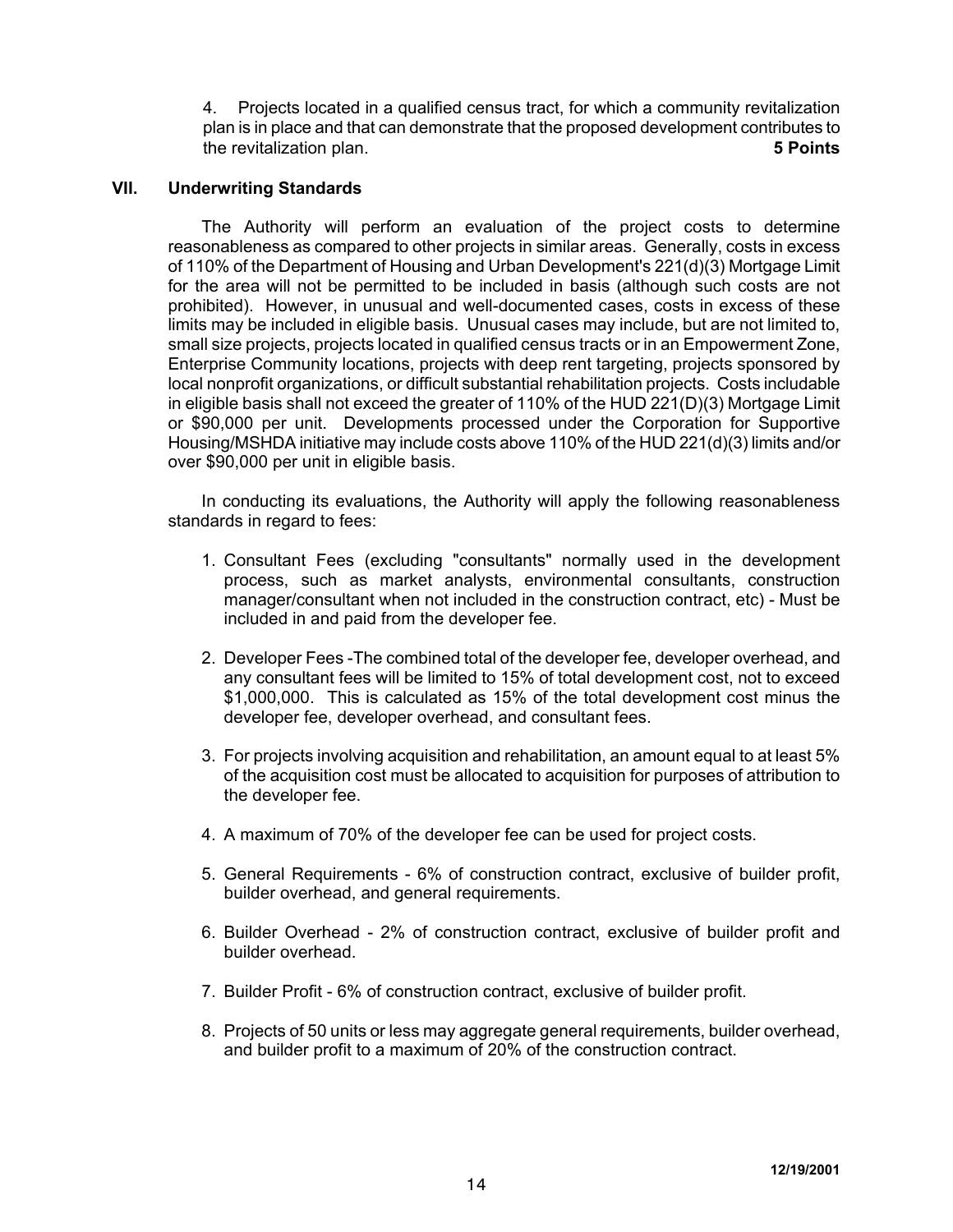4. Projects located in a qualified census tract, for which a community revitalization plan is in place and that can demonstrate that the proposed development contributes to the revitalization plan. **5 Points**

## VII. Underwriting Standards

The Authority will perform an evaluation of the project costs to determine reasonableness as compared to other projects in similar areas. Generally, costs in excess of 110% of the Department of Housing and Urban Development's 221(d)(3) Mortgage Limit for the area will not be permitted to be included in basis (although such costs are not prohibited). However, in unusual and well-documented cases, costs in excess of these limits may be included in eligible basis. Unusual cases may include, but are not limited to, small size projects, projects located in qualified census tracts or in an Empowerment Zone, Enterprise Community locations, projects with deep rent targeting, projects sponsored by local nonprofit organizations, or difficult substantial rehabilitation projects. Costs includable in eligible basis shall not exceed the greater of 110% of the HUD 221(D)(3) Mortgage Limit or $90,000 per unit. Developments processed under the Corporation for Supportive Housing/MSHDA initiative may include costs above 110% of the HUD 221(d)(3) limits and/or over $90,000 per unit in eligible basis.

In conducting its evaluations, the Authority will apply the following reasonableness standards in regard to fees:

1. Consultant Fees (excluding "consultants" normally used in the development process, such as market analysts, environmental consultants, construction manager/consultant when not included in the construction contract, etc) - Must be included in and paid from the developer fee.

2. Developer Fees -The combined total of the developer fee, developer overhead, and any consultant fees will be limited to 15% of total development cost, not to exceed $1,000,000. This is calculated as 15% of the total development cost minus the developer fee, developer overhead, and consultant fees.

3. For projects involving acquisition and rehabilitation, an amount equal to at least 5% of the acquisition cost must be allocated to acquisition for purposes of attribution to the developer fee.

4. A maximum of 70% of the developer fee can be used for project costs.

5. General Requirements - 6% of construction contract, exclusive of builder profit, builder overhead, and general requirements.

6. Builder Overhead - 2% of construction contract, exclusive of builder profit and builder overhead.

7. Builder Profit - 6% of construction contract, exclusive of builder profit.

8. Projects of 50 units or less may aggregate general requirements, builder overhead, and builder profit to a maximum of 20% of the construction contract.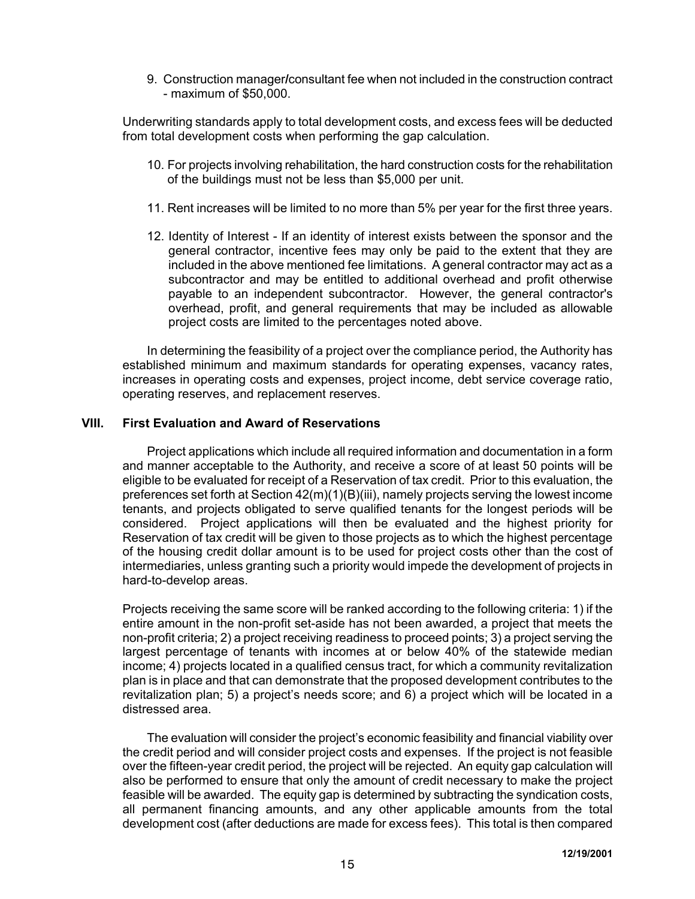9. Construction manager/consultant fee when not included in the construction contract - maximum of $50,000.

Underwriting standards apply to total development costs, and excess fees will be deducted from total development costs when performing the gap calculation.

10. For projects involving rehabilitation, the hard construction costs for the rehabilitation of the buildings must not be less than $5,000 per unit.

11. Rent increases will be limited to no more than 5% per year for the first three years.

12. Identity of Interest - If an identity of interest exists between the sponsor and the general contractor, incentive fees may only be paid to the extent that they are included in the above mentioned fee limitations. A general contractor may act as a subcontractor and may be entitled to additional overhead and profit otherwise payable to an independent subcontractor. However, the general contractor's overhead, profit, and general requirements that may be included as allowable project costs are limited to the percentages noted above.

In determining the feasibility of a project over the compliance period, the Authority has established minimum and maximum standards for operating expenses, vacancy rates, increases in operating costs and expenses, project income, debt service coverage ratio, operating reserves, and replacement reserves.

## VIII. First Evaluation and Award of Reservations

Project applications which include all required information and documentation in a form and manner acceptable to the Authority, and receive a score of at least 50 points will be eligible to be evaluated for receipt of a Reservation of tax credit. Prior to this evaluation, the preferences set forth at Section 42(m)(1)(B)(iii), namely projects serving the lowest income tenants, and projects obligated to serve qualified tenants for the longest periods will be considered. Project applications will then be evaluated and the highest priority for Reservation of tax credit will be given to those projects as to which the highest percentage of the housing credit dollar amount is to be used for project costs other than the cost of intermediaries, unless granting such a priority would impede the development of projects in hard-to-develop areas.

Projects receiving the same score will be ranked according to the following criteria: 1) if the entire amount in the non-profit set-aside has not been awarded, a project that meets the non-profit criteria; 2) a project receiving readiness to proceed points; 3) a project serving the largest percentage of tenants with incomes at or below 40% of the statewide median income; 4) projects located in a qualified census tract, for which a community revitalization plan is in place and that can demonstrate that the proposed development contributes to the revitalization plan; 5) a project's needs score; and 6) a project which will be located in a distressed area.

The evaluation will consider the project's economic feasibility and financial viability over the credit period and will consider project costs and expenses. If the project is not feasible over the fifteen-year credit period, the project will be rejected. An equity gap calculation will also be performed to ensure that only the amount of credit necessary to make the project feasible will be awarded. The equity gap is determined by subtracting the syndication costs, all permanent financing amounts, and any other applicable amounts from the total development cost (after deductions are made for excess fees). This total is then compared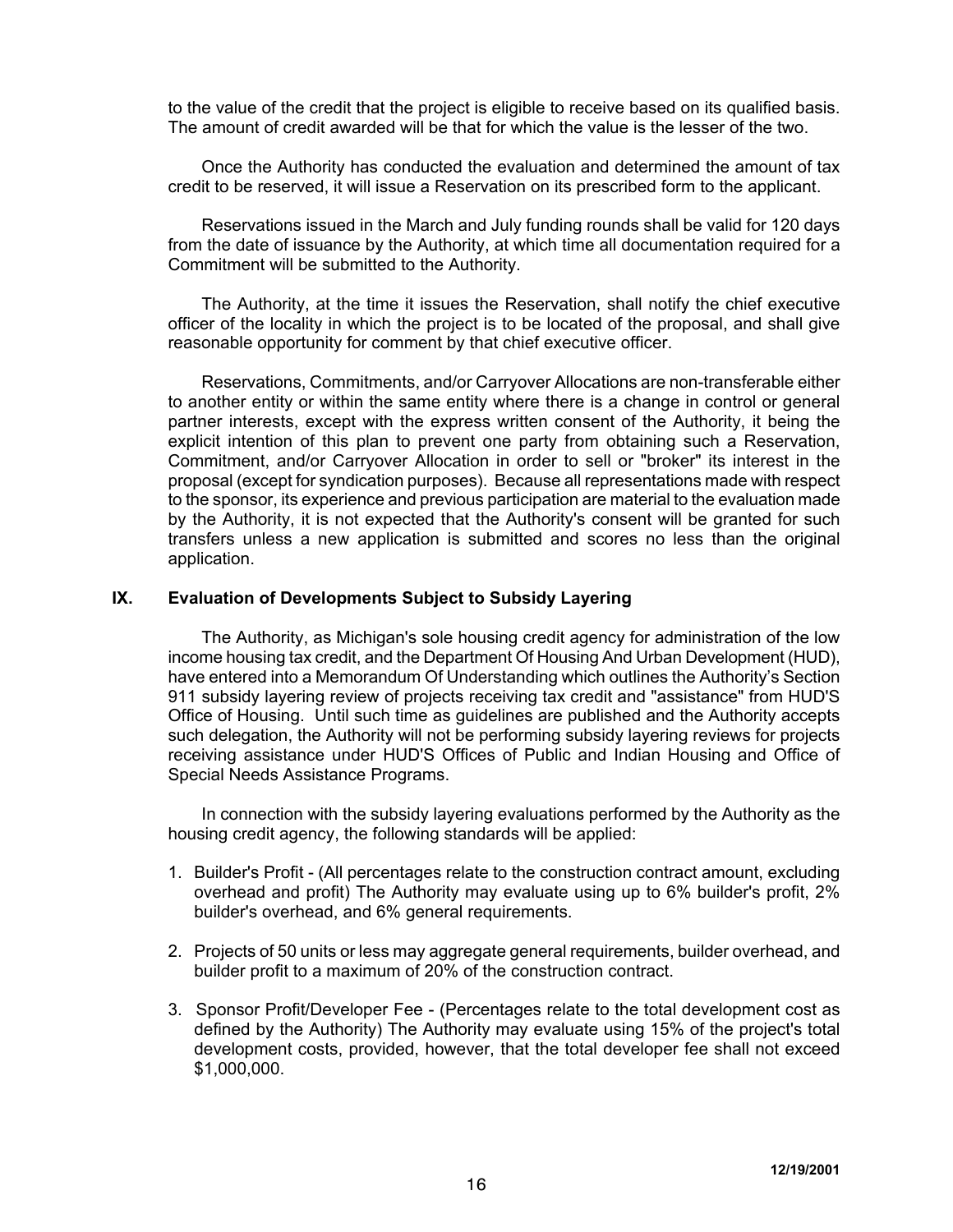to the value of the credit that the project is eligible to receive based on its qualified basis. The amount of credit awarded will be that for which the value is the lesser of the two.

Once the Authority has conducted the evaluation and determined the amount of tax credit to be reserved, it will issue a Reservation on its prescribed form to the applicant.

Reservations issued in the March and July funding rounds shall be valid for 120 days from the date of issuance by the Authority, at which time all documentation required for a Commitment will be submitted to the Authority.

The Authority, at the time it issues the Reservation, shall notify the chief executive officer of the locality in which the project is to be located of the proposal, and shall give reasonable opportunity for comment by that chief executive officer.

Reservations, Commitments, and/or Carryover Allocations are non-transferable either to another entity or within the same entity where there is a change in control or general partner interests, except with the express written consent of the Authority, it being the explicit intention of this plan to prevent one party from obtaining such a Reservation, Commitment, and/or Carryover Allocation in order to sell or "broker" its interest in the proposal (except for syndication purposes). Because all representations made with respect to the sponsor, its experience and previous participation are material to the evaluation made by the Authority, it is not expected that the Authority's consent will be granted for such transfers unless a new application is submitted and scores no less than the original application.

## IX. Evaluation of Developments Subject to Subsidy Layering

The Authority, as Michigan's sole housing credit agency for administration of the low income housing tax credit, and the Department Of Housing And Urban Development (HUD), have entered into a Memorandum Of Understanding which outlines the Authority's Section 911 subsidy layering review of projects receiving tax credit and "assistance" from HUD'S Office of Housing. Until such time as guidelines are published and the Authority accepts such delegation, the Authority will not be performing subsidy layering reviews for projects receiving assistance under HUD'S Offices of Public and Indian Housing and Office of Special Needs Assistance Programs.

In connection with the subsidy layering evaluations performed by the Authority as the housing credit agency, the following standards will be applied:

1. Builder's Profit - (All percentages relate to the construction contract amount, excluding overhead and profit) The Authority may evaluate using up to 6% builder's profit, 2% builder's overhead, and 6% general requirements.

2. Projects of 50 units or less may aggregate general requirements, builder overhead, and builder profit to a maximum of 20% of the construction contract.

3. Sponsor Profit/Developer Fee - (Percentages relate to the total development cost as defined by the Authority) The Authority may evaluate using 15% of the project's total development costs, provided, however, that the total developer fee shall not exceed $1,000,000.

12/19/2001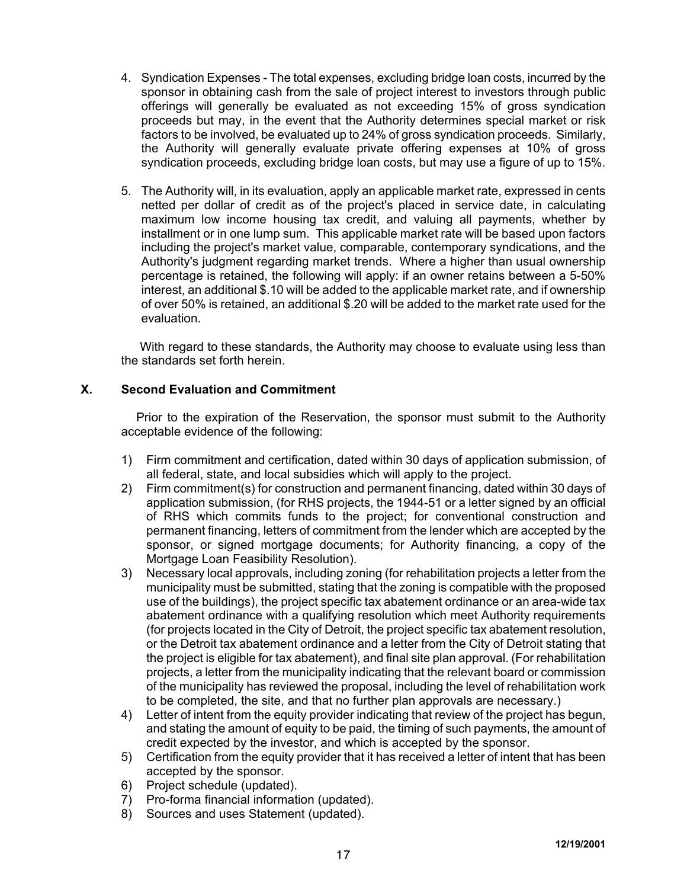4. Syndication Expenses - The total expenses, excluding bridge loan costs, incurred by the sponsor in obtaining cash from the sale of project interest to investors through public offerings will generally be evaluated as not exceeding 15% of gross syndication proceeds but may, in the event that the Authority determines special market or risk factors to be involved, be evaluated up to 24% of gross syndication proceeds. Similarly, the Authority will generally evaluate private offering expenses at 10% of gross syndication proceeds, excluding bridge loan costs, but may use a figure of up to 15%.

5. The Authority will, in its evaluation, apply an applicable market rate, expressed in cents netted per dollar of credit as of the project's placed in service date, in calculating maximum low income housing tax credit, and valuing all payments, whether by installment or in one lump sum. This applicable market rate will be based upon factors including the project's market value, comparable, contemporary syndications, and the Authority's judgment regarding market trends. Where a higher than usual ownership percentage is retained, the following will apply: if an owner retains between a 5-50% interest, an additional $.10 will be added to the applicable market rate, and if ownership of over 50% is retained, an additional $.20 will be added to the market rate used for the evaluation.

With regard to these standards, the Authority may choose to evaluate using less than the standards set forth herein.

## X. Second Evaluation and Commitment

Prior to the expiration of the Reservation, the sponsor must submit to the Authority acceptable evidence of the following:

1) Firm commitment and certification, dated within 30 days of application submission, of all federal, state, and local subsidies which will apply to the project.
2) Firm commitment(s) for construction and permanent financing, dated within 30 days of application submission, (for RHS projects, the 1944-51 or a letter signed by an official of RHS which commits funds to the project; for conventional construction and permanent financing, letters of commitment from the lender which are accepted by the sponsor, or signed mortgage documents; for Authority financing, a copy of the Mortgage Loan Feasibility Resolution).
3) Necessary local approvals, including zoning (for rehabilitation projects a letter from the municipality must be submitted, stating that the zoning is compatible with the proposed use of the buildings), the project specific tax abatement ordinance or an area-wide tax abatement ordinance with a qualifying resolution which meet Authority requirements (for projects located in the City of Detroit, the project specific tax abatement resolution, or the Detroit tax abatement ordinance and a letter from the City of Detroit stating that the project is eligible for tax abatement), and final site plan approval. (For rehabilitation projects, a letter from the municipality indicating that the relevant board or commission of the municipality has reviewed the proposal, including the level of rehabilitation work to be completed, the site, and that no further plan approvals are necessary.)
4) Letter of intent from the equity provider indicating that review of the project has begun, and stating the amount of equity to be paid, the timing of such payments, the amount of credit expected by the investor, and which is accepted by the sponsor.
5) Certification from the equity provider that it has received a letter of intent that has been accepted by the sponsor.
6) Project schedule (updated).
7) Pro-forma financial information (updated).
8) Sources and uses Statement (updated).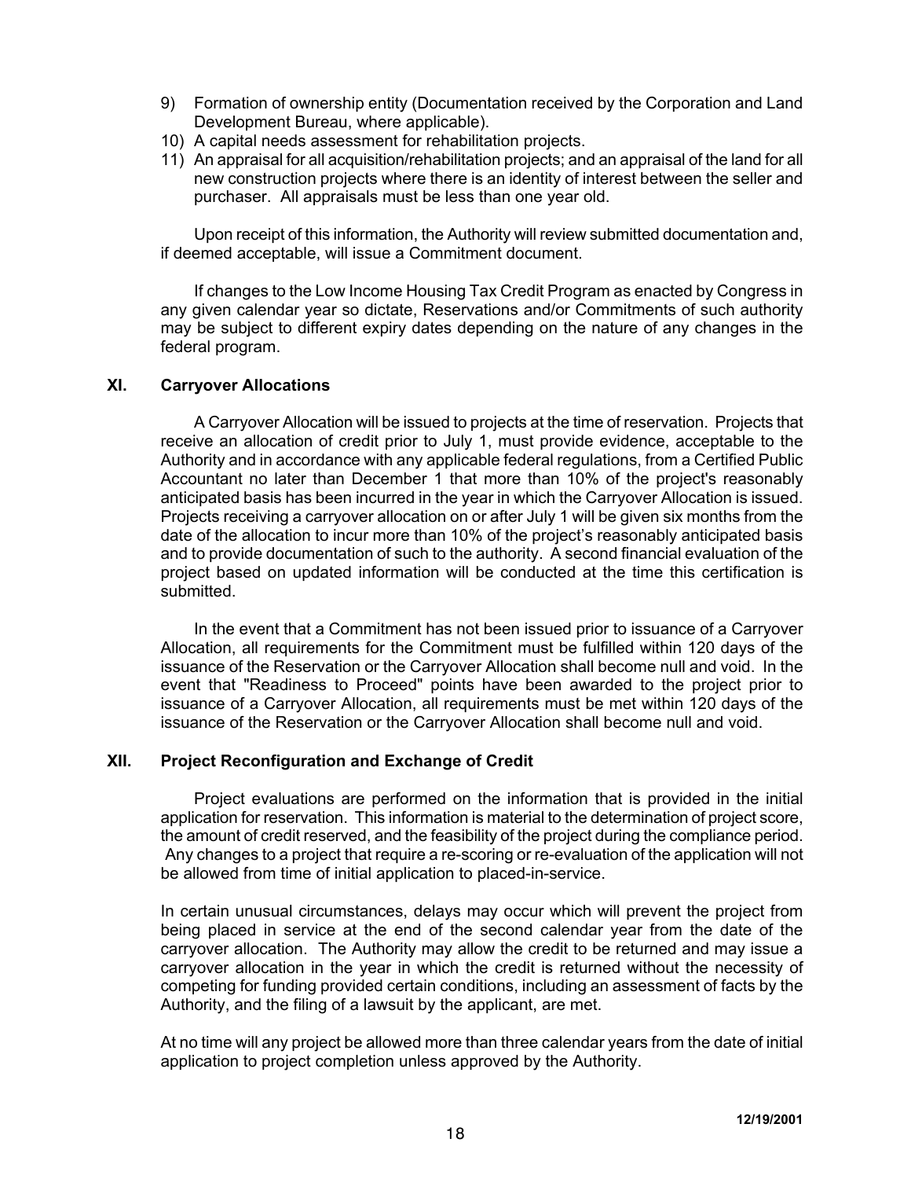9) Formation of ownership entity (Documentation received by the Corporation and Land Development Bureau, where applicable).
10) A capital needs assessment for rehabilitation projects.
11) An appraisal for all acquisition/rehabilitation projects; and an appraisal of the land for all new construction projects where there is an identity of interest between the seller and purchaser. All appraisals must be less than one year old.

Upon receipt of this information, the Authority will review submitted documentation and, if deemed acceptable, will issue a Commitment document.

If changes to the Low Income Housing Tax Credit Program as enacted by Congress in any given calendar year so dictate, Reservations and/or Commitments of such authority may be subject to different expiry dates depending on the nature of any changes in the federal program.

## XI. Carryover Allocations

A Carryover Allocation will be issued to projects at the time of reservation. Projects that receive an allocation of credit prior to July 1, must provide evidence, acceptable to the Authority and in accordance with any applicable federal regulations, from a Certified Public Accountant no later than December 1 that more than 10% of the project's reasonably anticipated basis has been incurred in the year in which the Carryover Allocation is issued. Projects receiving a carryover allocation on or after July 1 will be given six months from the date of the allocation to incur more than 10% of the project's reasonably anticipated basis and to provide documentation of such to the authority. A second financial evaluation of the project based on updated information will be conducted at the time this certification is submitted.

In the event that a Commitment has not been issued prior to issuance of a Carryover Allocation, all requirements for the Commitment must be fulfilled within 120 days of the issuance of the Reservation or the Carryover Allocation shall become null and void. In the event that "Readiness to Proceed" points have been awarded to the project prior to issuance of a Carryover Allocation, all requirements must be met within 120 days of the issuance of the Reservation or the Carryover Allocation shall become null and void.

## XII. Project Reconfiguration and Exchange of Credit

Project evaluations are performed on the information that is provided in the initial application for reservation. This information is material to the determination of project score, the amount of credit reserved, and the feasibility of the project during the compliance period. Any changes to a project that require a re-scoring or re-evaluation of the application will not be allowed from time of initial application to placed-in-service.

In certain unusual circumstances, delays may occur which will prevent the project from being placed in service at the end of the second calendar year from the date of the carryover allocation. The Authority may allow the credit to be returned and may issue a carryover allocation in the year in which the credit is returned without the necessity of competing for funding provided certain conditions, including an assessment of facts by the Authority, and the filing of a lawsuit by the applicant, are met.

At no time will any project be allowed more than three calendar years from the date of initial application to project completion unless approved by the Authority.

12/19/2001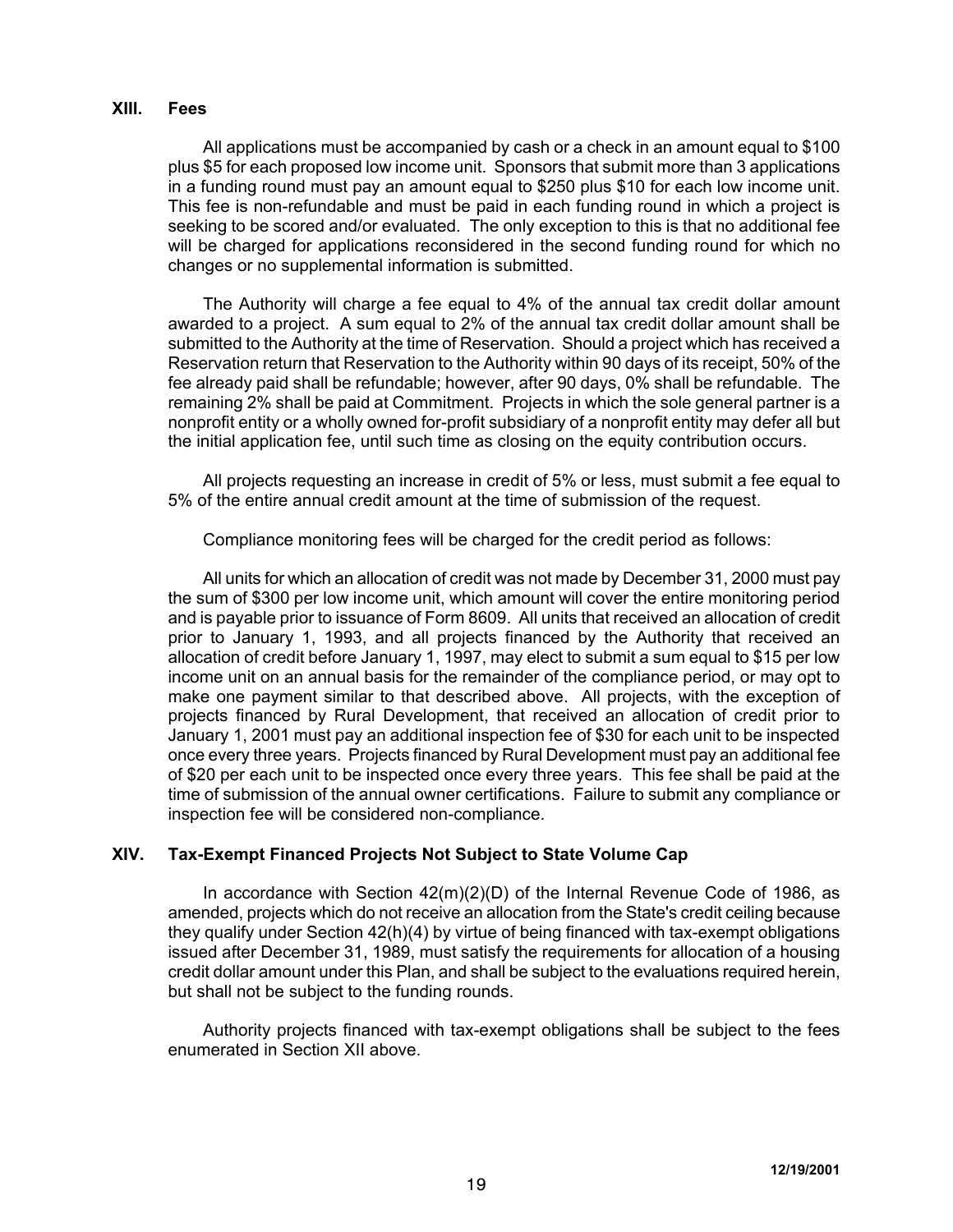## XIII. Fees

All applications must be accompanied by cash or a check in an amount equal to $100 plus $5 for each proposed low income unit. Sponsors that submit more than 3 applications in a funding round must pay an amount equal to $250 plus $10 for each low income unit. This fee is non-refundable and must be paid in each funding round in which a project is seeking to be scored and/or evaluated. The only exception to this is that no additional fee will be charged for applications reconsidered in the second funding round for which no changes or no supplemental information is submitted.

The Authority will charge a fee equal to 4% of the annual tax credit dollar amount awarded to a project. A sum equal to 2% of the annual tax credit dollar amount shall be submitted to the Authority at the time of Reservation. Should a project which has received a Reservation return that Reservation to the Authority within 90 days of its receipt, 50% of the fee already paid shall be refundable; however, after 90 days, 0% shall be refundable. The remaining 2% shall be paid at Commitment. Projects in which the sole general partner is a nonprofit entity or a wholly owned for-profit subsidiary of a nonprofit entity may defer all but the initial application fee, until such time as closing on the equity contribution occurs.

All projects requesting an increase in credit of 5% or less, must submit a fee equal to 5% of the entire annual credit amount at the time of submission of the request.

Compliance monitoring fees will be charged for the credit period as follows:

All units for which an allocation of credit was not made by December 31, 2000 must pay the sum of $300 per low income unit, which amount will cover the entire monitoring period and is payable prior to issuance of Form 8609. All units that received an allocation of credit prior to January 1, 1993, and all projects financed by the Authority that received an allocation of credit before January 1, 1997, may elect to submit a sum equal to $15 per low income unit on an annual basis for the remainder of the compliance period, or may opt to make one payment similar to that described above. All projects, with the exception of projects financed by Rural Development, that received an allocation of credit prior to January 1, 2001 must pay an additional inspection fee of $30 for each unit to be inspected once every three years. Projects financed by Rural Development must pay an additional fee of $20 per each unit to be inspected once every three years. This fee shall be paid at the time of submission of the annual owner certifications. Failure to submit any compliance or inspection fee will be considered non-compliance.

## XIV. Tax-Exempt Financed Projects Not Subject to State Volume Cap

In accordance with Section 42(m)(2)(D) of the Internal Revenue Code of 1986, as amended, projects which do not receive an allocation from the State's credit ceiling because they qualify under Section 42(h)(4) by virtue of being financed with tax-exempt obligations issued after December 31, 1989, must satisfy the requirements for allocation of a housing credit dollar amount under this Plan, and shall be subject to the evaluations required herein, but shall not be subject to the funding rounds.

Authority projects financed with tax-exempt obligations shall be subject to the fees enumerated in Section XII above.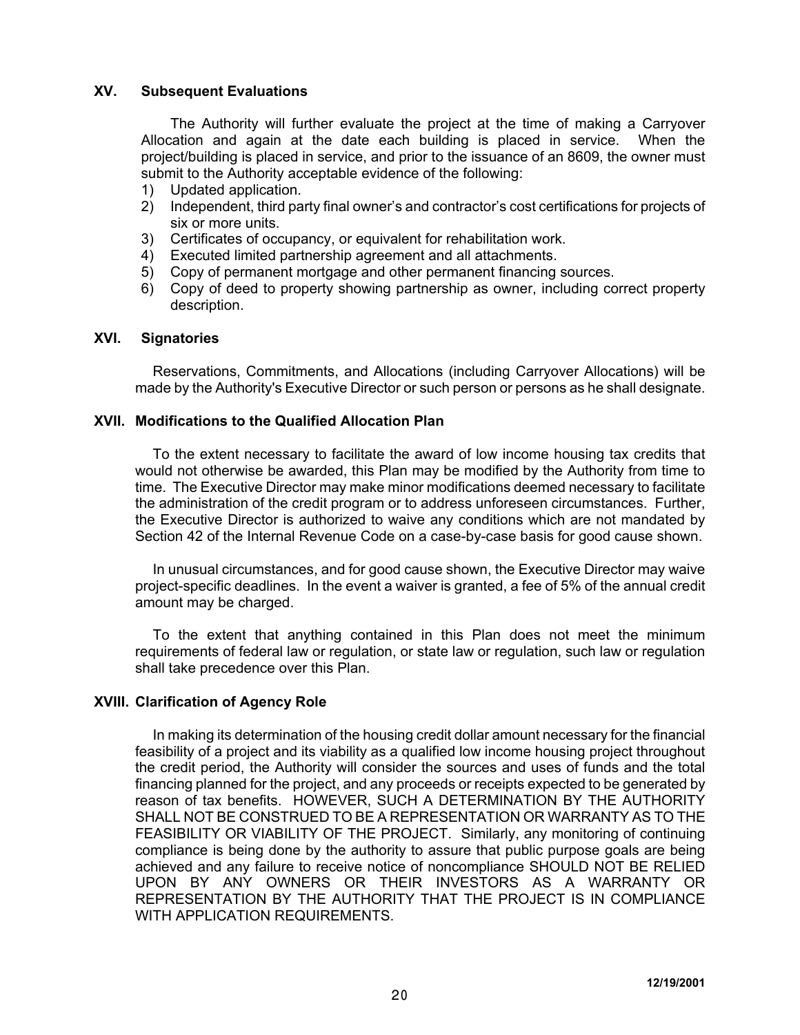## XV. Subsequent Evaluations

The Authority will further evaluate the project at the time of making a Carryover Allocation and again at the date each building is placed in service. When the project/building is placed in service, and prior to the issuance of an 8609, the owner must submit to the Authority acceptable evidence of the following:

1) Updated application.
2) Independent, third party final owner's and contractor's cost certifications for projects of six or more units.
3) Certificates of occupancy, or equivalent for rehabilitation work.
4) Executed limited partnership agreement and all attachments.
5) Copy of permanent mortgage and other permanent financing sources.
6) Copy of deed to property showing partnership as owner, including correct property description.

## XVI. Signatories

Reservations, Commitments, and Allocations (including Carryover Allocations) will be made by the Authority's Executive Director or such person or persons as he shall designate.

## XVII. Modifications to the Qualified Allocation Plan

To the extent necessary to facilitate the award of low income housing tax credits that would not otherwise be awarded, this Plan may be modified by the Authority from time to time. The Executive Director may make minor modifications deemed necessary to facilitate the administration of the credit program or to address unforeseen circumstances. Further, the Executive Director is authorized to waive any conditions which are not mandated by Section 42 of the Internal Revenue Code on a case-by-case basis for good cause shown.

In unusual circumstances, and for good cause shown, the Executive Director may waive project-specific deadlines. In the event a waiver is granted, a fee of 5% of the annual credit amount may be charged.

To the extent that anything contained in this Plan does not meet the minimum requirements of federal law or regulation, or state law or regulation, such law or regulation shall take precedence over this Plan.

## XVIII. Clarification of Agency Role

In making its determination of the housing credit dollar amount necessary for the financial feasibility of a project and its viability as a qualified low income housing project throughout the credit period, the Authority will consider the sources and uses of funds and the total financing planned for the project, and any proceeds or receipts expected to be generated by reason of tax benefits. HOWEVER, SUCH A DETERMINATION BY THE AUTHORITY SHALL NOT BE CONSTRUED TO BE A REPRESENTATION OR WARRANTY AS TO THE FEASIBILITY OR VIABILITY OF THE PROJECT. Similarly, any monitoring of continuing compliance is being done by the authority to assure that public purpose goals are being achieved and any failure to receive notice of noncompliance SHOULD NOT BE RELIED UPON BY ANY OWNERS OR THEIR INVESTORS AS A WARRANTY OR REPRESENTATION BY THE AUTHORITY THAT THE PROJECT IS IN COMPLIANCE WITH APPLICATION REQUIREMENTS.